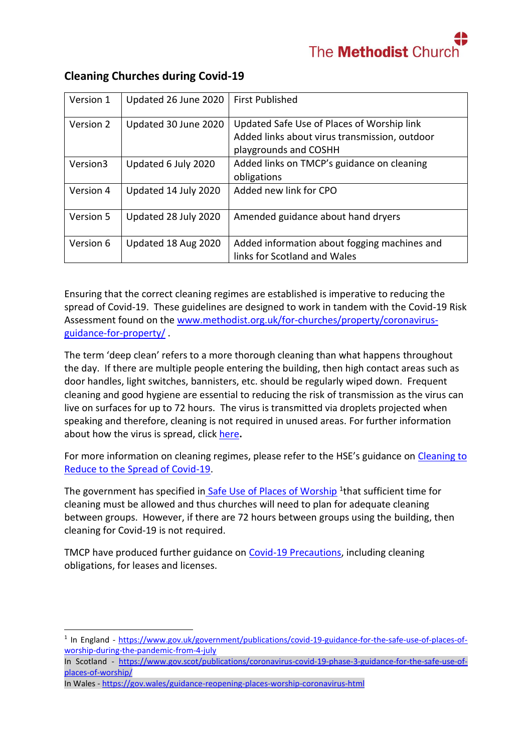The Methodist Church

## Cleaning Churches during Covid-19

| | | |
|---|---|---|
| Version 1 | Updated 26 June 2020 | First Published |
| Version 2 | Updated 30 June 2020 | Updated Safe Use of Places of Worship link<br>Added links about virus transmission, outdoor playgrounds and COSHH |
| Version3 | Updated 6 July 2020 | Added links on TMCP's guidance on cleaning obligations |
| Version 4 | Updated 14 July 2020 | Added new link for CPO |
| Version 5 | Updated 28 July 2020 | Amended guidance about hand dryers |
| Version 6 | Updated 18 Aug 2020 | Added information about fogging machines and links for Scotland and Wales |

Ensuring that the correct cleaning regimes are established is imperative to reducing the spread of Covid-19. These guidelines are designed to work in tandem with the Covid-19 Risk Assessment found on the www.methodist.org.uk/for-churches/property/coronavirus-guidance-for-property/ .

The term 'deep clean' refers to a more thorough cleaning than what happens throughout the day. If there are multiple people entering the building, then high contact areas such as door handles, light switches, bannisters, etc. should be regularly wiped down. Frequent cleaning and good hygiene are essential to reducing the risk of transmission as the virus can live on surfaces for up to 72 hours. The virus is transmitted via droplets projected when speaking and therefore, cleaning is not required in unused areas. For further information about how the virus is spread, click here**.**

For more information on cleaning regimes, please refer to the HSE's guidance on Cleaning to Reduce to the Spread of Covid-19.

The government has specified in Safe Use of Places of Worship [1]that sufficient time for cleaning must be allowed and thus churches will need to plan for adequate cleaning between groups. However, if there are 72 hours between groups using the building, then cleaning for Covid-19 is not required.

TMCP have produced further guidance on Covid-19 Precautions, including cleaning obligations, for leases and licenses.

---

[1] In England - https://www.gov.uk/government/publications/covid-19-guidance-for-the-safe-use-of-places-of-worship-during-the-pandemic-from-4-july
In Scotland - https://www.gov.scot/publications/coronavirus-covid-19-phase-3-guidance-for-the-safe-use-of-places-of-worship/
In Wales - https://gov.wales/guidance-reopening-places-worship-coronavirus-html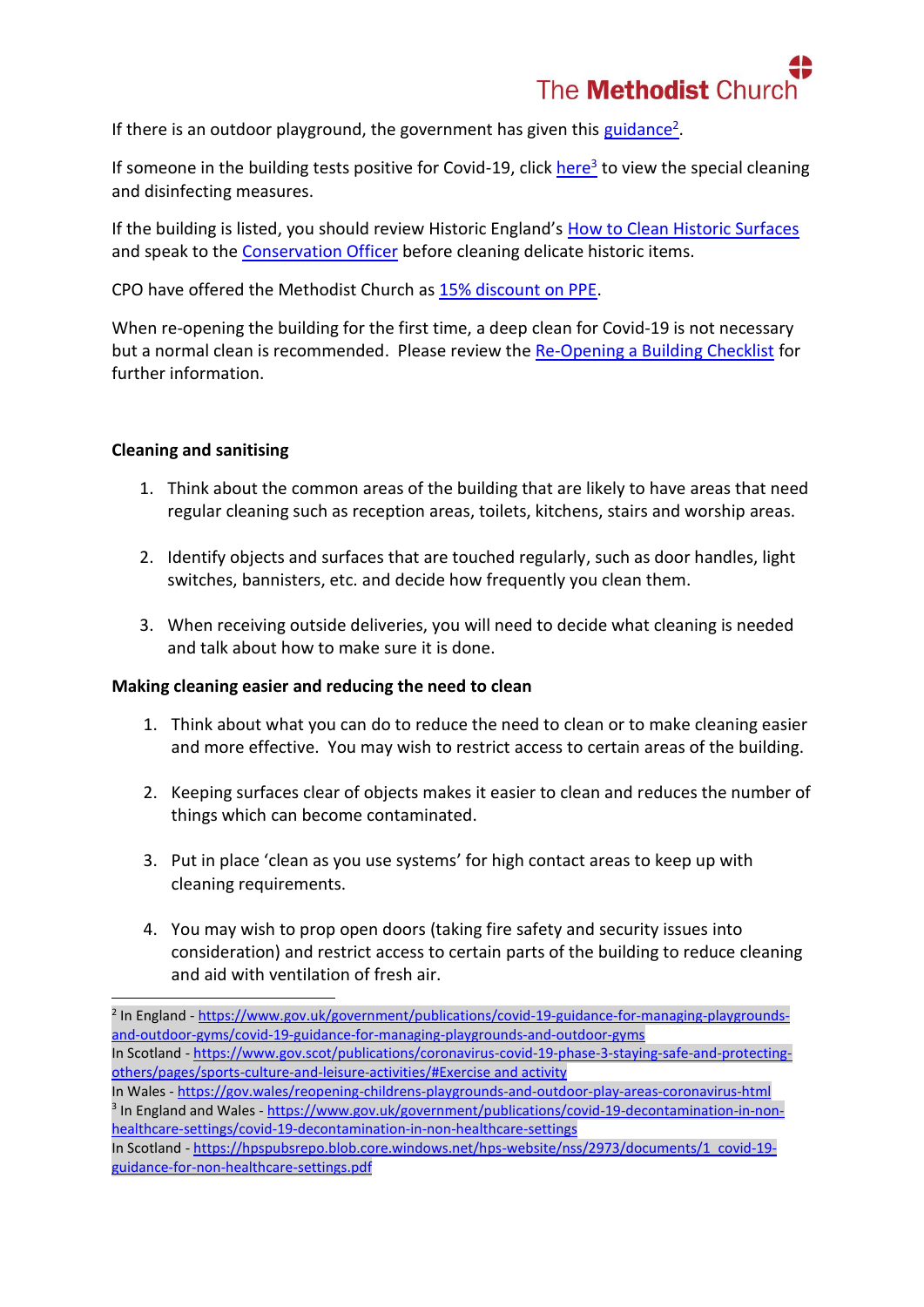If there is an outdoor playground, the government has given this guidance[2].

If someone in the building tests positive for Covid-19, click here[3] to view the special cleaning and disinfecting measures.

If the building is listed, you should review Historic England's How to Clean Historic Surfaces and speak to the Conservation Officer before cleaning delicate historic items.

CPO have offered the Methodist Church as 15% discount on PPE.

When re-opening the building for the first time, a deep clean for Covid-19 is not necessary but a normal clean is recommended. Please review the Re-Opening a Building Checklist for further information.

**Cleaning and sanitising**

1. Think about the common areas of the building that are likely to have areas that need regular cleaning such as reception areas, toilets, kitchens, stairs and worship areas.
2. Identify objects and surfaces that are touched regularly, such as door handles, light switches, bannisters, etc. and decide how frequently you clean them.
3. When receiving outside deliveries, you will need to decide what cleaning is needed and talk about how to make sure it is done.

**Making cleaning easier and reducing the need to clean**

1. Think about what you can do to reduce the need to clean or to make cleaning easier and more effective. You may wish to restrict access to certain areas of the building.
2. Keeping surfaces clear of objects makes it easier to clean and reduces the number of things which can become contaminated.
3. Put in place 'clean as you use systems' for high contact areas to keep up with cleaning requirements.
4. You may wish to prop open doors (taking fire safety and security issues into consideration) and restrict access to certain parts of the building to reduce cleaning and aid with ventilation of fresh air.

---

[2] In England - https://www.gov.uk/government/publications/covid-19-guidance-for-managing-playgrounds-and-outdoor-gyms/covid-19-guidance-for-managing-playgrounds-and-outdoor-gyms
In Scotland - https://www.gov.scot/publications/coronavirus-covid-19-phase-3-staying-safe-and-protecting-others/pages/sports-culture-and-leisure-activities/#Exercise and activity
In Wales - https://gov.wales/reopening-childrens-playgrounds-and-outdoor-play-areas-coronavirus-html

[3] In England and Wales - https://www.gov.uk/government/publications/covid-19-decontamination-in-non-healthcare-settings/covid-19-decontamination-in-non-healthcare-settings
In Scotland - https://hpspubsrepo.blob.core.windows.net/hps-website/nss/2973/documents/1_covid-19-guidance-for-non-healthcare-settings.pdf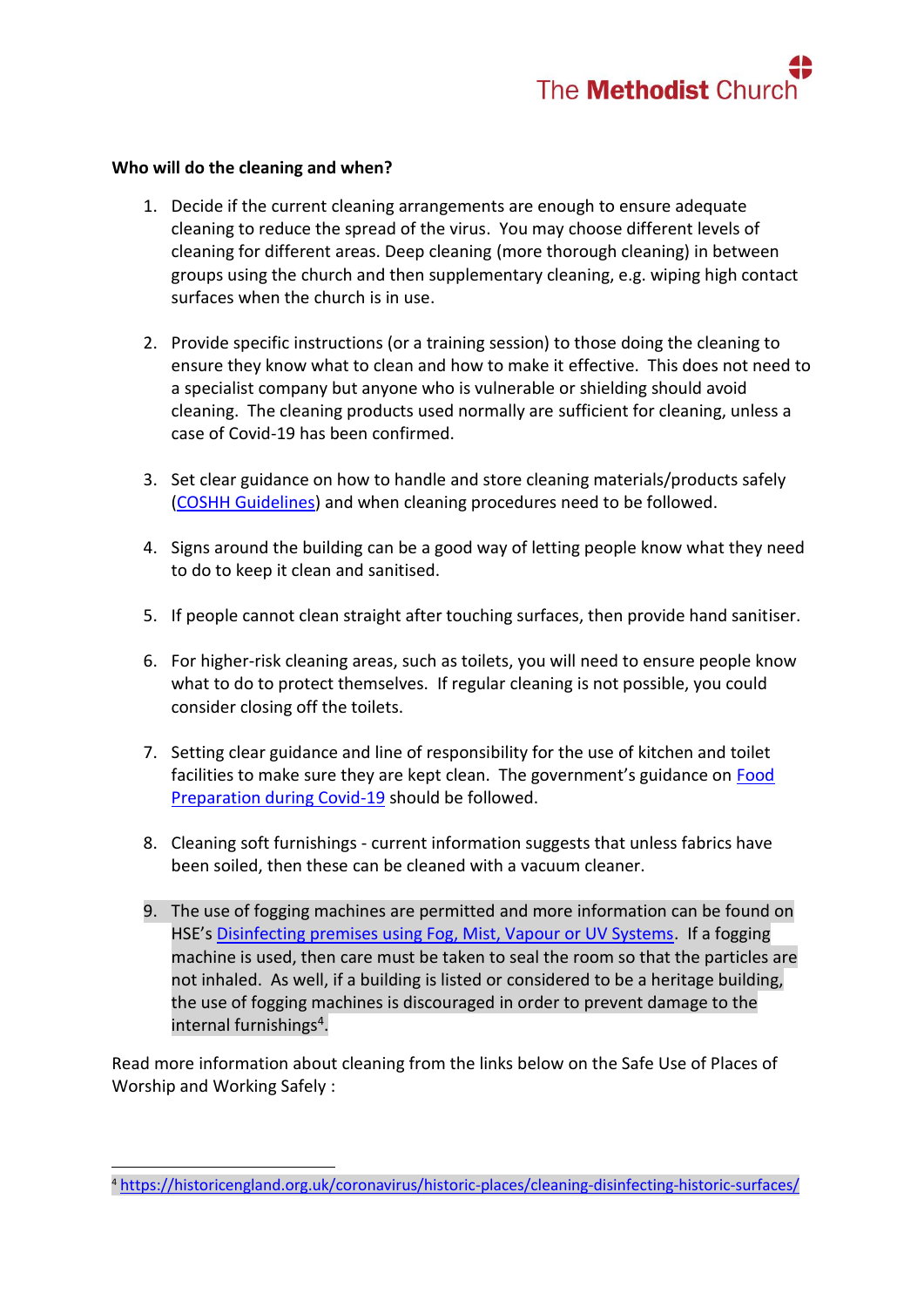**Who will do the cleaning and when?**

1. Decide if the current cleaning arrangements are enough to ensure adequate cleaning to reduce the spread of the virus. You may choose different levels of cleaning for different areas. Deep cleaning (more thorough cleaning) in between groups using the church and then supplementary cleaning, e.g. wiping high contact surfaces when the church is in use.

2. Provide specific instructions (or a training session) to those doing the cleaning to ensure they know what to clean and how to make it effective. This does not need to a specialist company but anyone who is vulnerable or shielding should avoid cleaning. The cleaning products used normally are sufficient for cleaning, unless a case of Covid-19 has been confirmed.

3. Set clear guidance on how to handle and store cleaning materials/products safely (COSHH Guidelines) and when cleaning procedures need to be followed.

4. Signs around the building can be a good way of letting people know what they need to do to keep it clean and sanitised.

5. If people cannot clean straight after touching surfaces, then provide hand sanitiser.

6. For higher-risk cleaning areas, such as toilets, you will need to ensure people know what to do to protect themselves. If regular cleaning is not possible, you could consider closing off the toilets.

7. Setting clear guidance and line of responsibility for the use of kitchen and toilet facilities to make sure they are kept clean. The government's guidance on Food Preparation during Covid-19 should be followed.

8. Cleaning soft furnishings - current information suggests that unless fabrics have been soiled, then these can be cleaned with a vacuum cleaner.

9. The use of fogging machines are permitted and more information can be found on HSE's Disinfecting premises using Fog, Mist, Vapour or UV Systems. If a fogging machine is used, then care must be taken to seal the room so that the particles are not inhaled. As well, if a building is listed or considered to be a heritage building, the use of fogging machines is discouraged in order to prevent damage to the internal furnishings[4].

Read more information about cleaning from the links below on the Safe Use of Places of Worship and Working Safely :

[4] https://historicengland.org.uk/coronavirus/historic-places/cleaning-disinfecting-historic-surfaces/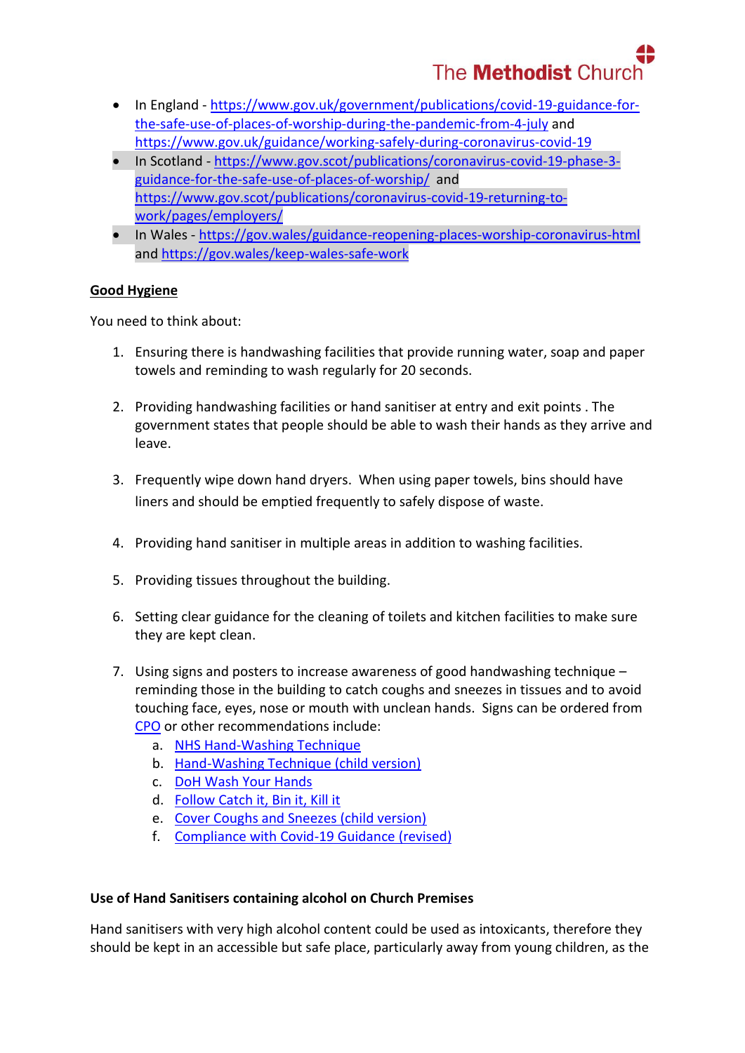- In England - [https://www.gov.uk/government/publications/covid-19-guidance-for-the-safe-use-of-places-of-worship-during-the-pandemic-from-4-july](https://www.gov.uk/government/publications/covid-19-guidance-for-the-safe-use-of-places-of-worship-during-the-pandemic-from-4-july) and [https://www.gov.uk/guidance/working-safely-during-coronavirus-covid-19](https://www.gov.uk/guidance/working-safely-during-coronavirus-covid-19)
- In Scotland - [https://www.gov.scot/publications/coronavirus-covid-19-phase-3-guidance-for-the-safe-use-of-places-of-worship/](https://www.gov.scot/publications/coronavirus-covid-19-phase-3-guidance-for-the-safe-use-of-places-of-worship/) and [https://www.gov.scot/publications/coronavirus-covid-19-returning-to-work/pages/employers/](https://www.gov.scot/publications/coronavirus-covid-19-returning-to-work/pages/employers/)
- In Wales - [https://gov.wales/guidance-reopening-places-worship-coronavirus-html](https://gov.wales/guidance-reopening-places-worship-coronavirus-html) and [https://gov.wales/keep-wales-safe-work](https://gov.wales/keep-wales-safe-work)

**Good Hygiene**

You need to think about:

1. Ensuring there is handwashing facilities that provide running water, soap and paper towels and reminding to wash regularly for 20 seconds.

2. Providing handwashing facilities or hand sanitiser at entry and exit points . The government states that people should be able to wash their hands as they arrive and leave.

3. Frequently wipe down hand dryers. When using paper towels, bins should have liners and should be emptied frequently to safely dispose of waste.

4. Providing hand sanitiser in multiple areas in addition to washing facilities.

5. Providing tissues throughout the building.

6. Setting clear guidance for the cleaning of toilets and kitchen facilities to make sure they are kept clean.

7. Using signs and posters to increase awareness of good handwashing technique – reminding those in the building to catch coughs and sneezes in tissues and to avoid touching face, eyes, nose or mouth with unclean hands. Signs can be ordered from CPO or other recommendations include:
   a. NHS Hand-Washing Technique
   b. Hand-Washing Technique (child version)
   c. DoH Wash Your Hands
   d. Follow Catch it, Bin it, Kill it
   e. Cover Coughs and Sneezes (child version)
   f. Compliance with Covid-19 Guidance (revised)

**Use of Hand Sanitisers containing alcohol on Church Premises**

Hand sanitisers with very high alcohol content could be used as intoxicants, therefore they should be kept in an accessible but safe place, particularly away from young children, as the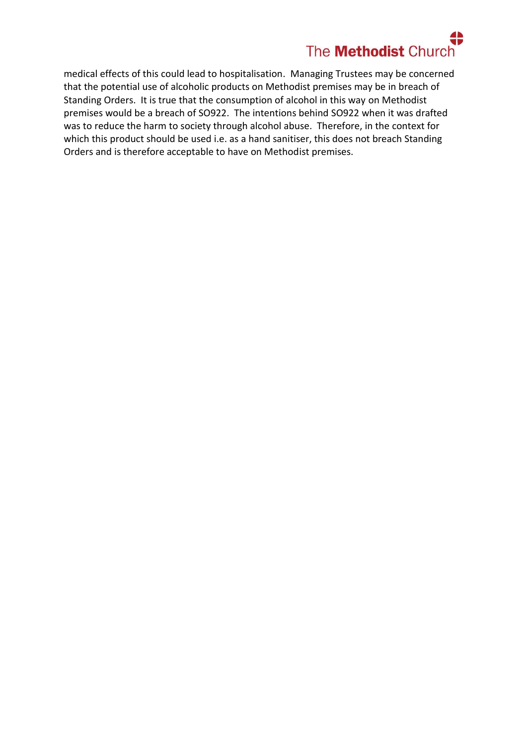medical effects of this could lead to hospitalisation. Managing Trustees may be concerned that the potential use of alcoholic products on Methodist premises may be in breach of Standing Orders. It is true that the consumption of alcohol in this way on Methodist premises would be a breach of SO922. The intentions behind SO922 when it was drafted was to reduce the harm to society through alcohol abuse. Therefore, in the context for which this product should be used i.e. as a hand sanitiser, this does not breach Standing Orders and is therefore acceptable to have on Methodist premises.